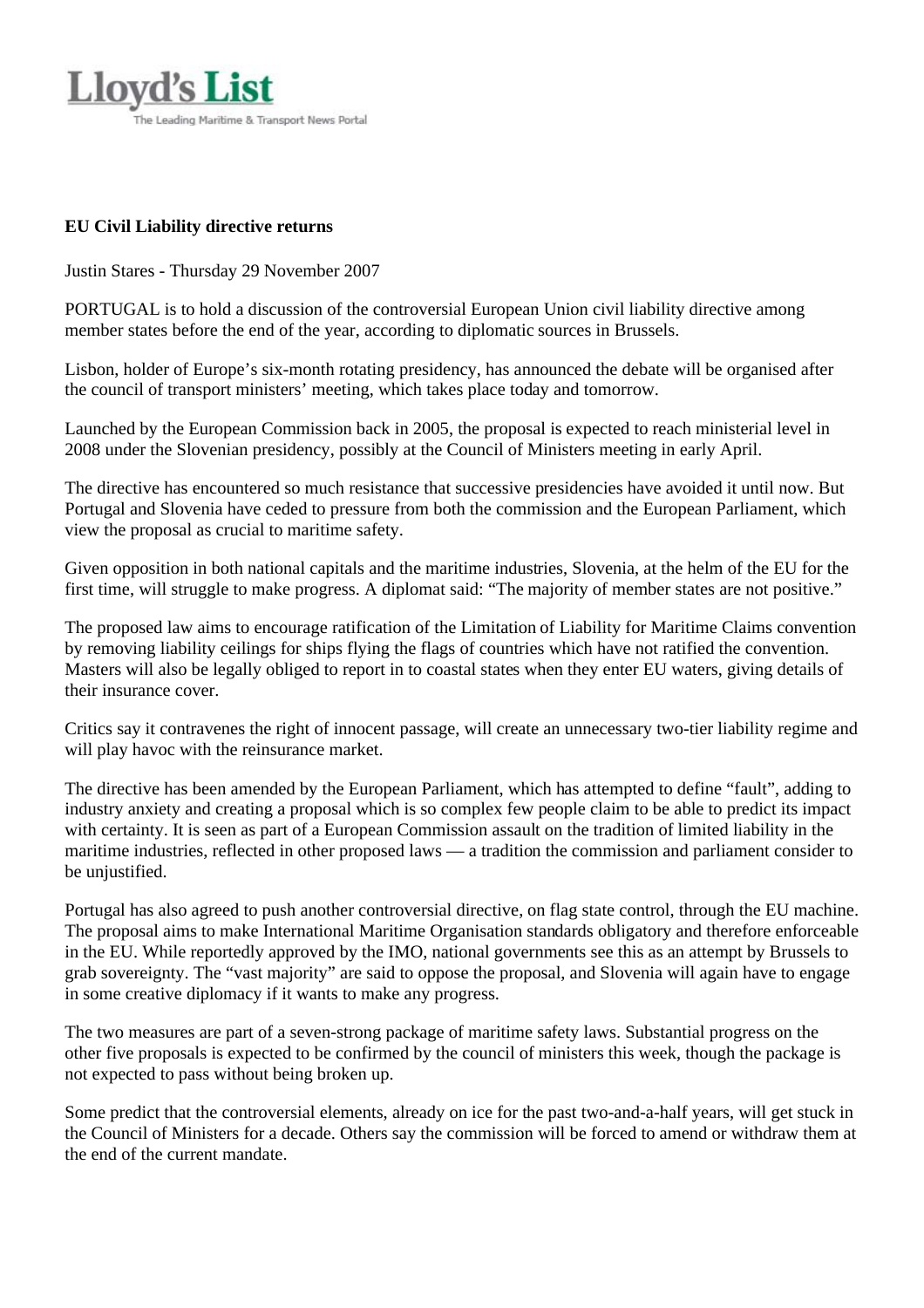Lloyd's List

The Leading Maritime & Transport News Portal

**EU Civil Liability directive returns**

Justin Stares - Thursday 29 November 2007

PORTUGAL is to hold a discussion of the controversial European Union civil liability directive among member states before the end of the year, according to diplomatic sources in Brussels.

Lisbon, holder of Europe's six-month rotating presidency, has announced the debate will be organised after the council of transport ministers' meeting, which takes place today and tomorrow.

Launched by the European Commission back in 2005, the proposal is expected to reach ministerial level in 2008 under the Slovenian presidency, possibly at the Council of Ministers meeting in early April.

The directive has encountered so much resistance that successive presidencies have avoided it until now. But Portugal and Slovenia have ceded to pressure from both the commission and the European Parliament, which view the proposal as crucial to maritime safety.

Given opposition in both national capitals and the maritime industries, Slovenia, at the helm of the EU for the first time, will struggle to make progress. A diplomat said: "The majority of member states are not positive."

The proposed law aims to encourage ratification of the Limitation of Liability for Maritime Claims convention by removing liability ceilings for ships flying the flags of countries which have not ratified the convention. Masters will also be legally obliged to report in to coastal states when they enter EU waters, giving details of their insurance cover.

Critics say it contravenes the right of innocent passage, will create an unnecessary two-tier liability regime and will play havoc with the reinsurance market.

The directive has been amended by the European Parliament, which has attempted to define "fault", adding to industry anxiety and creating a proposal which is so complex few people claim to be able to predict its impact with certainty. It is seen as part of a European Commission assault on the tradition of limited liability in the maritime industries, reflected in other proposed laws — a tradition the commission and parliament consider to be unjustified.

Portugal has also agreed to push another controversial directive, on flag state control, through the EU machine. The proposal aims to make International Maritime Organisation standards obligatory and therefore enforceable in the EU. While reportedly approved by the IMO, national governments see this as an attempt by Brussels to grab sovereignty. The "vast majority" are said to oppose the proposal, and Slovenia will again have to engage in some creative diplomacy if it wants to make any progress.

The two measures are part of a seven-strong package of maritime safety laws. Substantial progress on the other five proposals is expected to be confirmed by the council of ministers this week, though the package is not expected to pass without being broken up.

Some predict that the controversial elements, already on ice for the past two-and-a-half years, will get stuck in the Council of Ministers for a decade. Others say the commission will be forced to amend or withdraw them at the end of the current mandate.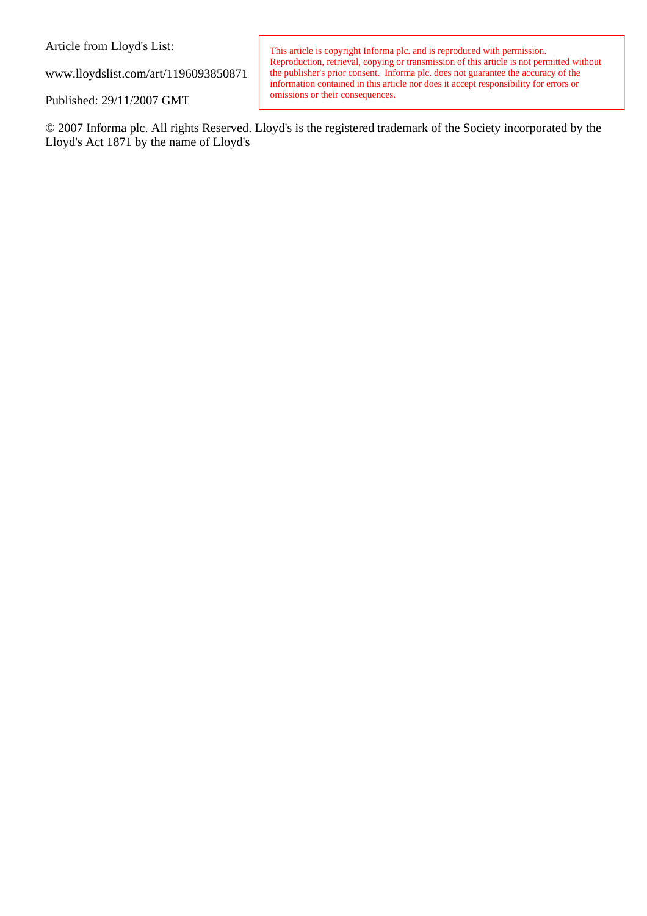Article from Lloyd's List:

www.lloydslist.com/art/1196093850871

Published: 29/11/2007 GMT

This article is copyright Informa plc. and is reproduced with permission. Reproduction, retrieval, copying or transmission of this article is not permitted without the publisher's prior consent. Informa plc. does not guarantee the accuracy of the information contained in this article nor does it accept responsibility for errors or omissions or their consequences.

© 2007 Informa plc. All rights Reserved. Lloyd's is the registered trademark of the Society incorporated by the Lloyd's Act 1871 by the name of Lloyd's